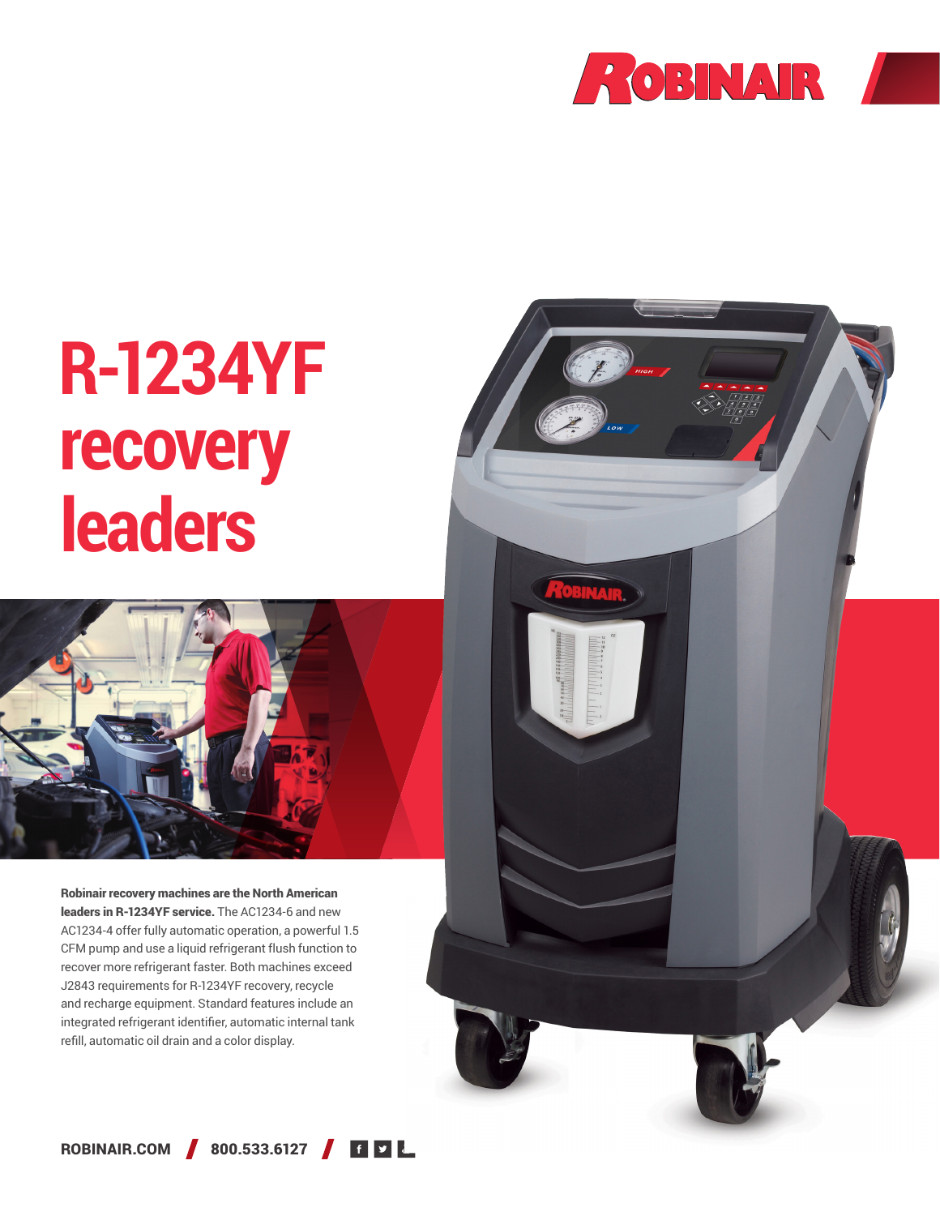# R-1234YF recovery leaders

**Robinair recovery machines are the North American leaders in R-1234YF service.** The AC1234-6 and new AC1234-4 offer fully automatic operation, a powerful 1.5 CFM pump and use a liquid refrigerant flush function to recover more refrigerant faster. Both machines exceed J2843 requirements for R-1234YF recovery, recycle and recharge equipment. Standard features include an integrated refrigerant identifier, automatic internal tank refill, automatic oil drain and a color display.

**ROBINAIR.COM** / **800.533.6127**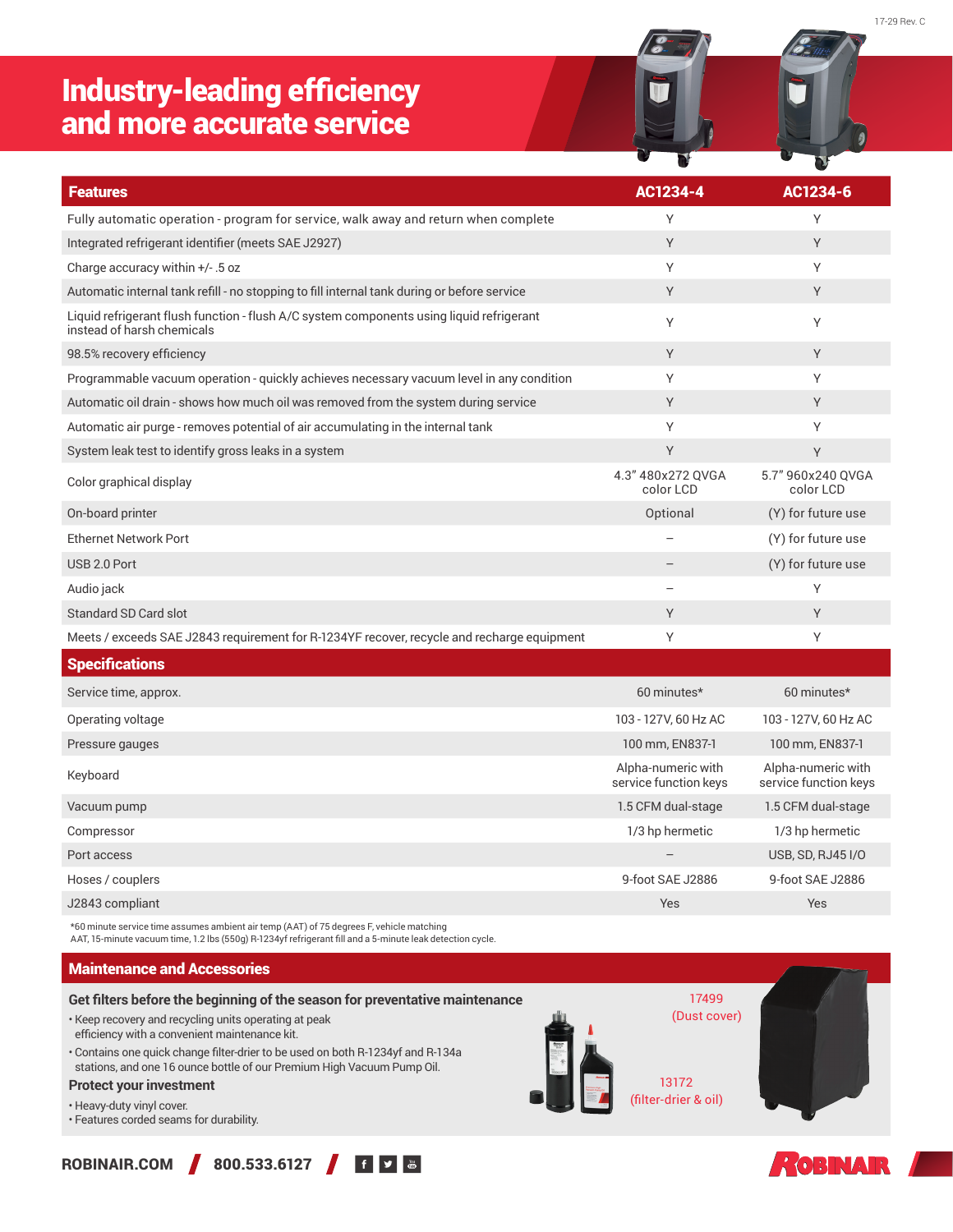# Industry-leading efficiency and more accurate service

| Features | AC1234-4 | AC1234-6 |
|---|---|---|
| Fully automatic operation - program for service, walk away and return when complete | Y | Y |
| Integrated refrigerant identifier (meets SAE J2927) | Y | Y |
| Charge accuracy within +/- .5 oz | Y | Y |
| Automatic internal tank refill - no stopping to fill internal tank during or before service | Y | Y |
| Liquid refrigerant flush function - flush A/C system components using liquid refrigerant instead of harsh chemicals | Y | Y |
| 98.5% recovery efficiency | Y | Y |
| Programmable vacuum operation - quickly achieves necessary vacuum level in any condition | Y | Y |
| Automatic oil drain - shows how much oil was removed from the system during service | Y | Y |
| Automatic air purge - removes potential of air accumulating in the internal tank | Y | Y |
| System leak test to identify gross leaks in a system | Y | Y |
| Color graphical display | 4.3" 480x272 QVGA color LCD | 5.7" 960x240 QVGA color LCD |
| On-board printer | Optional | (Y) for future use |
| Ethernet Network Port | – | (Y) for future use |
| USB 2.0 Port | – | (Y) for future use |
| Audio jack | – | Y |
| Standard SD Card slot | Y | Y |
| Meets / exceeds SAE J2843 requirement for R-1234YF recover, recycle and recharge equipment | Y | Y |

## Specifications

| | | |
|---|---|---|
| Service time, approx. | 60 minutes* | 60 minutes* |
| Operating voltage | 103 - 127V, 60 Hz AC | 103 - 127V, 60 Hz AC |
| Pressure gauges | 100 mm, EN837-1 | 100 mm, EN837-1 |
| Keyboard | Alpha-numeric with service function keys | Alpha-numeric with service function keys |
| Vacuum pump | 1.5 CFM dual-stage | 1.5 CFM dual-stage |
| Compressor | 1/3 hp hermetic | 1/3 hp hermetic |
| Port access | – | USB, SD, RJ45 I/O |
| Hoses / couplers | 9-foot SAE J2886 | 9-foot SAE J2886 |
| J2843 compliant | Yes | Yes |

*60 minute service time assumes ambient air temp (AAT) of 75 degrees F, vehicle matching AAT, 15-minute vacuum time, 1.2 lbs (550g) R-1234yf refrigerant fill and a 5-minute leak detection cycle.

## Maintenance and Accessories

**Get filters before the beginning of the season for preventative maintenance**

- Keep recovery and recycling units operating at peak efficiency with a convenient maintenance kit.
- Contains one quick change filter-drier to be used on both R-1234yf and R-134a stations, and one 16 ounce bottle of our Premium High Vacuum Pump Oil.

**Protect your investment**

- Heavy-duty vinyl cover.
- Features corded seams for durability.

17499
(Dust cover)

13172
(filter-drier & oil)

ROBINAIR.COM / 800.533.6127

ROBINAIR